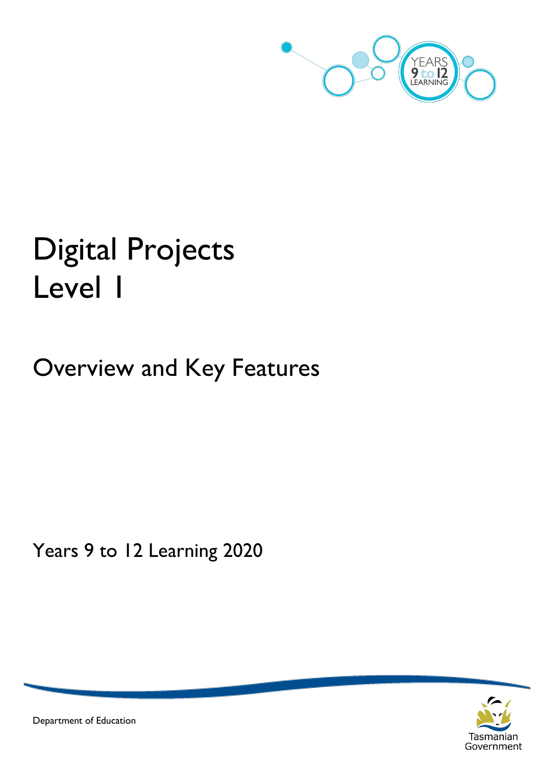# Digital Projects
# Level 1

## Overview and Key Features

Years 9 to 12 Learning 2020

Department of Education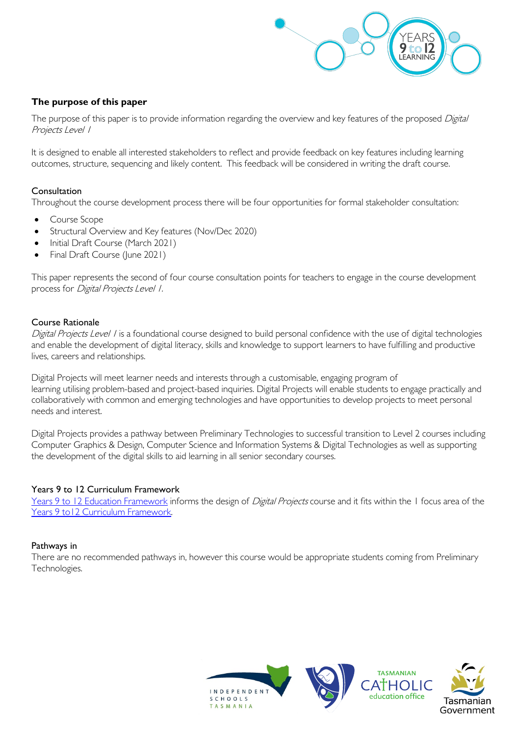**The purpose of this paper**

The purpose of this paper is to provide information regarding the overview and key features of the proposed *Digital Projects Level 1*

It is designed to enable all interested stakeholders to reflect and provide feedback on key features including learning outcomes, structure, sequencing and likely content. This feedback will be considered in writing the draft course.

### Consultation

Throughout the course development process there will be four opportunities for formal stakeholder consultation:

- Course Scope
- Structural Overview and Key features (Nov/Dec 2020)
- Initial Draft Course (March 2021)
- Final Draft Course (June 2021)

This paper represents the second of four course consultation points for teachers to engage in the course development process for *Digital Projects Level 1*.

### Course Rationale

*Digital Projects Level 1* is a foundational course designed to build personal confidence with the use of digital technologies and enable the development of digital literacy, skills and knowledge to support learners to have fulfilling and productive lives, careers and relationships.

Digital Projects will meet learner needs and interests through a customisable, engaging program of learning utilising problem-based and project-based inquiries. Digital Projects will enable students to engage practically and collaboratively with common and emerging technologies and have opportunities to develop projects to meet personal needs and interest.

Digital Projects provides a pathway between Preliminary Technologies to successful transition to Level 2 courses including Computer Graphics & Design, Computer Science and Information Systems & Digital Technologies as well as supporting the development of the digital skills to aid learning in all senior secondary courses.

### Years 9 to 12 Curriculum Framework

Years 9 to 12 Education Framework informs the design of *Digital Projects* course and it fits within the 1 focus area of the Years 9 to12 Curriculum Framework.

### Pathways in

There are no recommended pathways in, however this course would be appropriate students coming from Preliminary Technologies.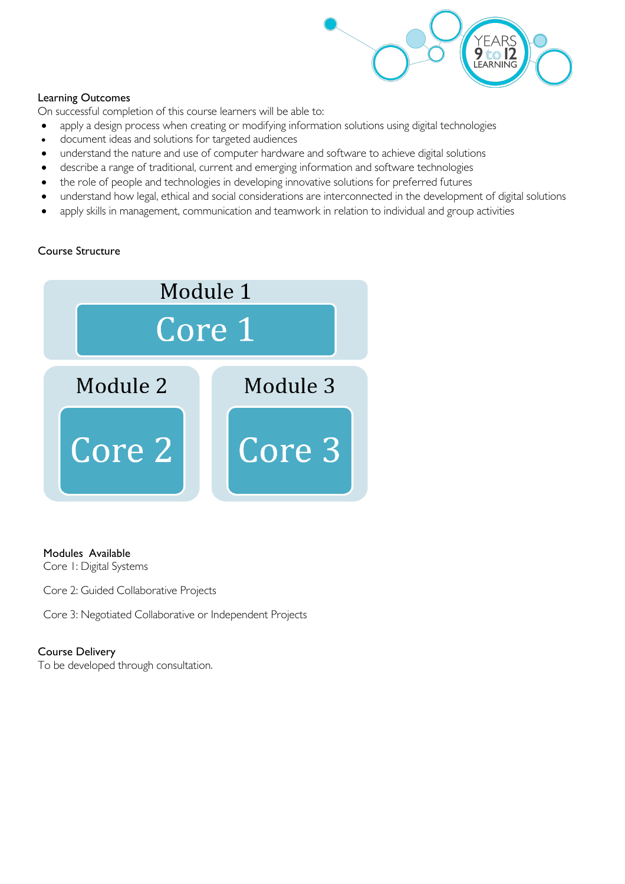## Learning Outcomes

On successful completion of this course learners will be able to:

- apply a design process when creating or modifying information solutions using digital technologies
- document ideas and solutions for targeted audiences
- understand the nature and use of computer hardware and software to achieve digital solutions
- describe a range of traditional, current and emerging information and software technologies
- the role of people and technologies in developing innovative solutions for preferred futures
- understand how legal, ethical and social considerations are interconnected in the development of digital solutions
- apply skills in management, communication and teamwork in relation to individual and group activities

## Course Structure

Module 1

Core 1

Module 2

Core 2

Module 3

Core 3

## Modules Available

Core 1: Digital Systems

Core 2: Guided Collaborative Projects

Core 3: Negotiated Collaborative or Independent Projects

## Course Delivery

To be developed through consultation.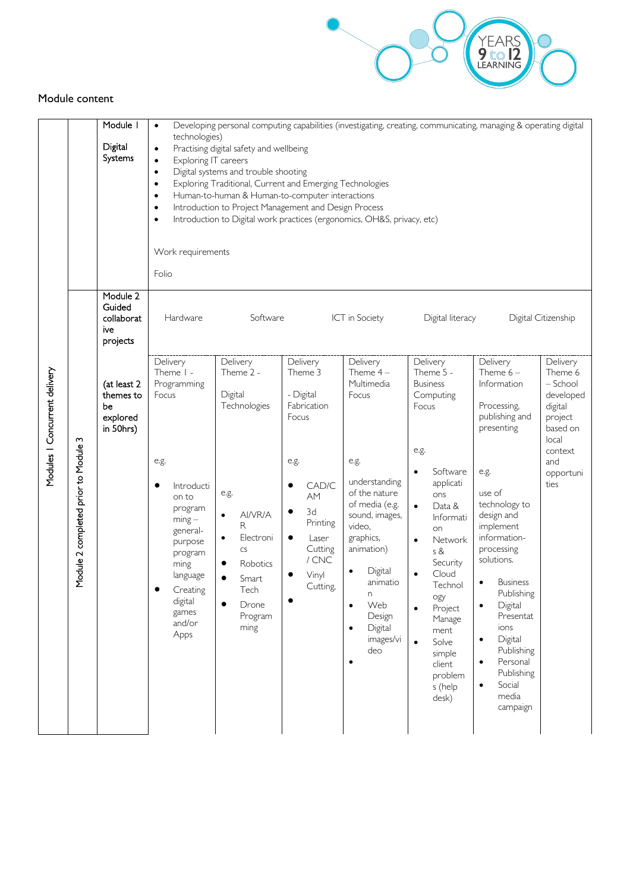## Module content

| | | | | | | | | |
|---|---|---|---|---|---|---|---|---|
| Modules 1 Concurrent delivery | | Module 1<br><br>Digital Systems | • Developing personal computing capabilities (investigating, creating, communicating, managing & operating digital technologies)<br>• Practising digital safety and wellbeing<br>• Exploring IT careers<br>• Digital systems and trouble shooting<br>• Exploring Traditional, Current and Emerging Technologies<br>• Human-to-human & Human-to-computer interactions<br>• Introduction to Project Management and Design Process<br>• Introduction to Digital work practices (ergonomics, OH&S, privacy, etc)<br><br>Work requirements<br><br>Folio | | | | | | |
| | Module 2 completed prior to Module 3 | Module 2 Guided collaborative projects<br><br>(at least 2 themes to be explored in 50hrs) | Hardware | Software | ICT in Society | Digital literacy | Digital Citizenship | | |
| | | | Delivery Theme 1 - Programming Focus<br><br>e.g.<br><br>• Introduction to programming – general-purpose programming language<br>• Creating digital games and/or Apps | Delivery Theme 2 -<br><br>Digital Technologies<br><br>e.g.<br><br>• AI/VR/AR<br>• Electronics<br>• Robotics<br>• Smart Tech<br>• Drone Programming | Delivery Theme 3<br><br>- Digital Fabrication Focus<br><br>e.g.<br><br>• CAD/CAM<br>• 3d Printing<br>• Laser Cutting / CNC<br>• Vinyl Cutting,<br>• | Delivery Theme 4 – Multimedia Focus<br><br>e.g.<br><br>understanding of the nature of media (e.g. sound, images, video, graphics, animation)<br><br>• Digital animation<br>• Web Design<br>• Digital images/video<br>• | Delivery Theme 5 - Business Computing Focus<br><br>e.g.<br><br>• Software applications<br>• Data & Information<br>• Networks & Security<br>• Cloud Technology<br>• Project Management<br>• Solve simple client problems (help desk) | Delivery Theme 6 – Information<br><br>Processing, publishing and presenting<br><br>e.g.<br><br>use of technology to design and implement information-processing solutions.<br><br>• Business Publishing<br>• Digital Presentations<br>• Digital Publishing<br>• Personal Publishing<br>• Social media campaign | Delivery Theme 6 – School developed digital project based on local context and opportunities |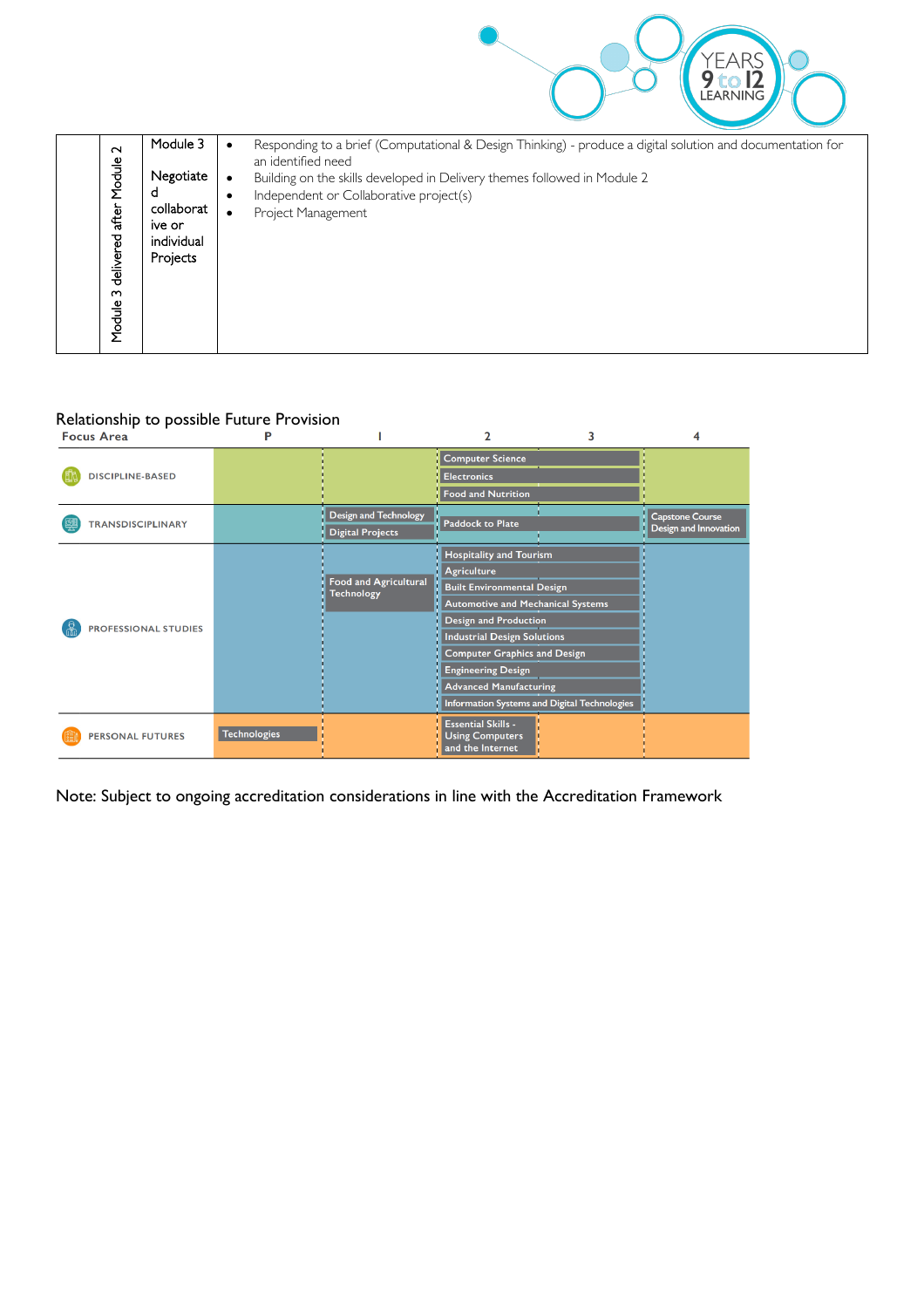| | | | |
|---|---|---|---|
| | Module 3 delivered after Module 2 | Module 3<br><br>Negotiated collaborative or individual Projects | • Responding to a brief (Computational & Design Thinking) - produce a digital solution and documentation for an identified need<br>• Building on the skills developed in Delivery themes followed in Module 2<br>• Independent or Collaborative project(s)<br>• Project Management |

## Relationship to possible Future Provision

| Focus Area | P | I | 2 | 3 | 4 |
|---|---|---|---|---|---|
| DISCIPLINE-BASED | | | Computer Science<br>Electronics<br>Food and Nutrition | | |
| TRANSDISCIPLINARY | | Design and Technology<br>Digital Projects | Paddock to Plate | | Capstone Course Design and Innovation |
| PROFESSIONAL STUDIES | | Food and Agricultural Technology | Hospitality and Tourism<br>Agriculture<br>Built Environmental Design<br>Automotive and Mechanical Systems<br>Design and Production<br>Industrial Design Solutions<br>Computer Graphics and Design<br>Engineering Design<br>Advanced Manufacturing<br>Information Systems and Digital Technologies | | |
| PERSONAL FUTURES | Technologies | | Essential Skills - Using Computers and the Internet | | |

Note: Subject to ongoing accreditation considerations in line with the Accreditation Framework